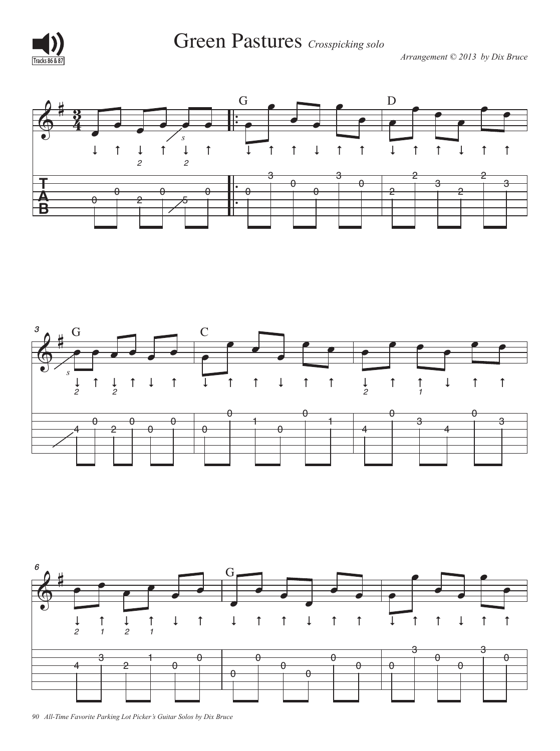# Green Pastures *Crosspicking solo*

Tracks 86 & 87

*Arrangement © 2013 by Dix Bruce*